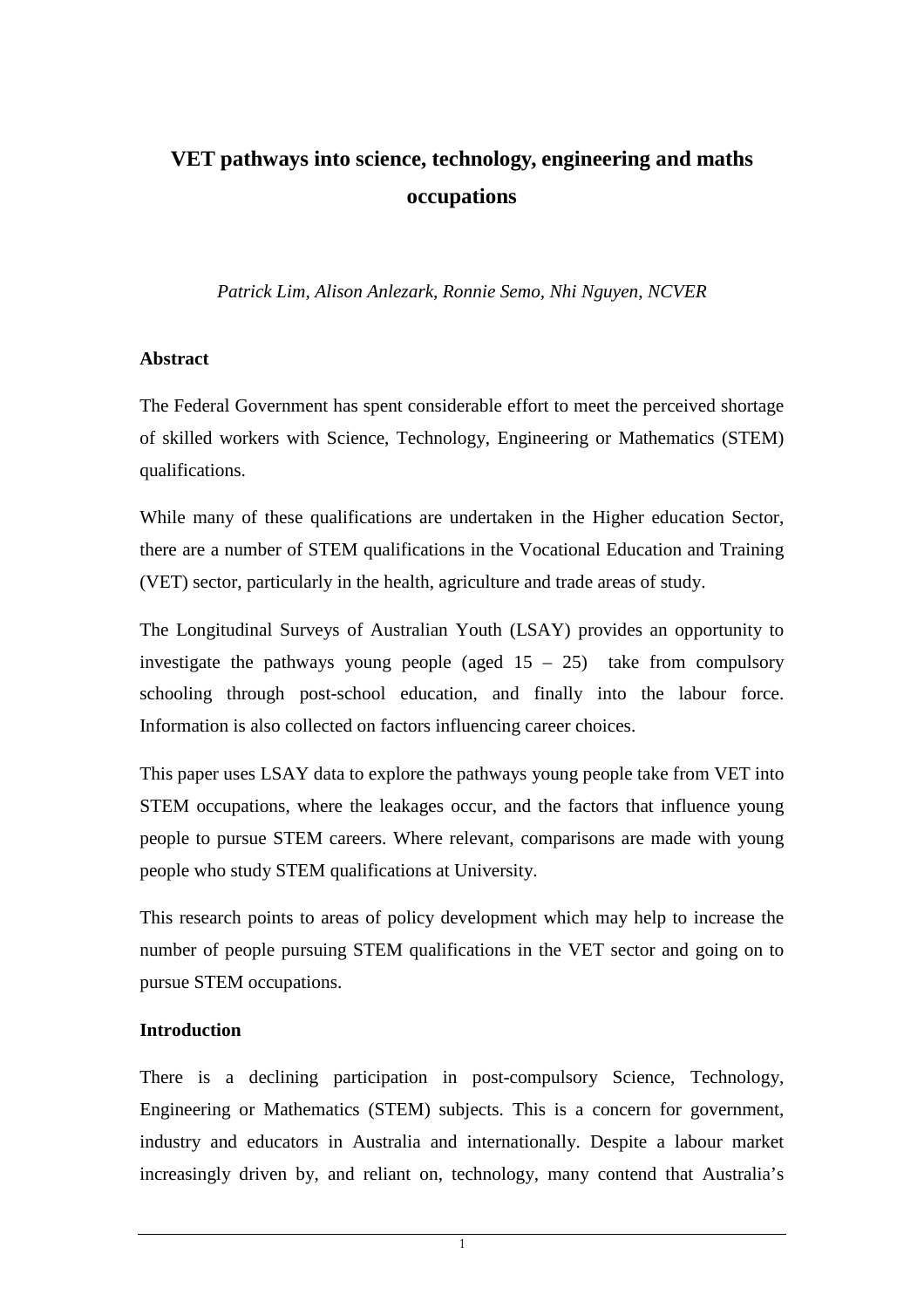# VET pathways into science, technology, engineering and maths occupations

*Patrick Lim, Alison Anlezark, Ronnie Semo, Nhi Nguyen, NCVER*

## Abstract

The Federal Government has spent considerable effort to meet the perceived shortage of skilled workers with Science, Technology, Engineering or Mathematics (STEM) qualifications.

While many of these qualifications are undertaken in the Higher education Sector, there are a number of STEM qualifications in the Vocational Education and Training (VET) sector, particularly in the health, agriculture and trade areas of study.

The Longitudinal Surveys of Australian Youth (LSAY) provides an opportunity to investigate the pathways young people (aged 15 – 25) take from compulsory schooling through post-school education, and finally into the labour force. Information is also collected on factors influencing career choices.

This paper uses LSAY data to explore the pathways young people take from VET into STEM occupations, where the leakages occur, and the factors that influence young people to pursue STEM careers. Where relevant, comparisons are made with young people who study STEM qualifications at University.

This research points to areas of policy development which may help to increase the number of people pursuing STEM qualifications in the VET sector and going on to pursue STEM occupations.

## Introduction

There is a declining participation in post-compulsory Science, Technology, Engineering or Mathematics (STEM) subjects. This is a concern for government, industry and educators in Australia and internationally. Despite a labour market increasingly driven by, and reliant on, technology, many contend that Australia's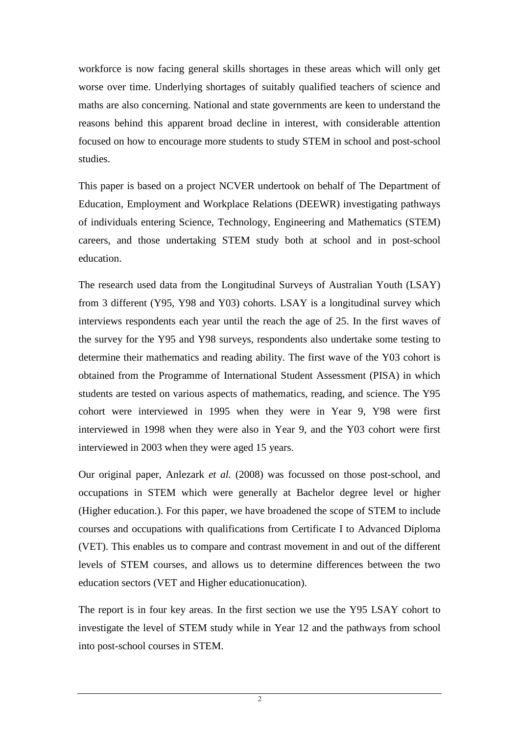workforce is now facing general skills shortages in these areas which will only get worse over time. Underlying shortages of suitably qualified teachers of science and maths are also concerning. National and state governments are keen to understand the reasons behind this apparent broad decline in interest, with considerable attention focused on how to encourage more students to study STEM in school and post-school studies.

This paper is based on a project NCVER undertook on behalf of The Department of Education, Employment and Workplace Relations (DEEWR) investigating pathways of individuals entering Science, Technology, Engineering and Mathematics (STEM) careers, and those undertaking STEM study both at school and in post-school education.

The research used data from the Longitudinal Surveys of Australian Youth (LSAY) from 3 different (Y95, Y98 and Y03) cohorts. LSAY is a longitudinal survey which interviews respondents each year until the reach the age of 25. In the first waves of the survey for the Y95 and Y98 surveys, respondents also undertake some testing to determine their mathematics and reading ability. The first wave of the Y03 cohort is obtained from the Programme of International Student Assessment (PISA) in which students are tested on various aspects of mathematics, reading, and science. The Y95 cohort were interviewed in 1995 when they were in Year 9, Y98 were first interviewed in 1998 when they were also in Year 9, and the Y03 cohort were first interviewed in 2003 when they were aged 15 years.

Our original paper, Anlezark *et al.* (2008) was focussed on those post-school, and occupations in STEM which were generally at Bachelor degree level or higher (Higher education.). For this paper, we have broadened the scope of STEM to include courses and occupations with qualifications from Certificate I to Advanced Diploma (VET). This enables us to compare and contrast movement in and out of the different levels of STEM courses, and allows us to determine differences between the two education sectors (VET and Higher educationucation).

The report is in four key areas. In the first section we use the Y95 LSAY cohort to investigate the level of STEM study while in Year 12 and the pathways from school into post-school courses in STEM.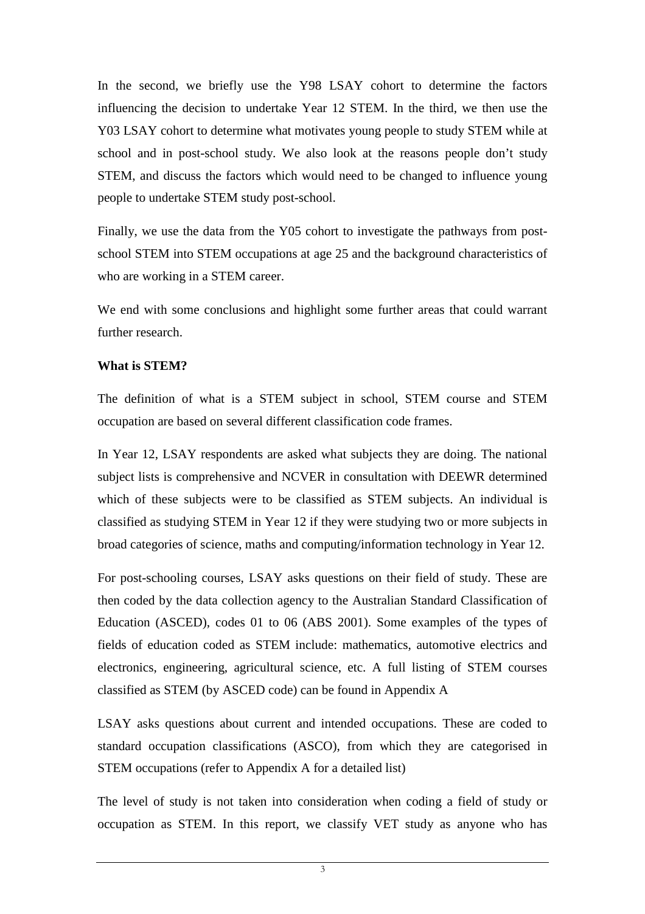In the second, we briefly use the Y98 LSAY cohort to determine the factors influencing the decision to undertake Year 12 STEM. In the third, we then use the Y03 LSAY cohort to determine what motivates young people to study STEM while at school and in post-school study. We also look at the reasons people don't study STEM, and discuss the factors which would need to be changed to influence young people to undertake STEM study post-school.

Finally, we use the data from the Y05 cohort to investigate the pathways from post-school STEM into STEM occupations at age 25 and the background characteristics of who are working in a STEM career.

We end with some conclusions and highlight some further areas that could warrant further research.

**What is STEM?**

The definition of what is a STEM subject in school, STEM course and STEM occupation are based on several different classification code frames.

In Year 12, LSAY respondents are asked what subjects they are doing. The national subject lists is comprehensive and NCVER in consultation with DEEWR determined which of these subjects were to be classified as STEM subjects. An individual is classified as studying STEM in Year 12 if they were studying two or more subjects in broad categories of science, maths and computing/information technology in Year 12.

For post-schooling courses, LSAY asks questions on their field of study. These are then coded by the data collection agency to the Australian Standard Classification of Education (ASCED), codes 01 to 06 (ABS 2001). Some examples of the types of fields of education coded as STEM include: mathematics, automotive electrics and electronics, engineering, agricultural science, etc. A full listing of STEM courses classified as STEM (by ASCED code) can be found in Appendix A

LSAY asks questions about current and intended occupations. These are coded to standard occupation classifications (ASCO), from which they are categorised in STEM occupations (refer to Appendix A for a detailed list)

The level of study is not taken into consideration when coding a field of study or occupation as STEM. In this report, we classify VET study as anyone who has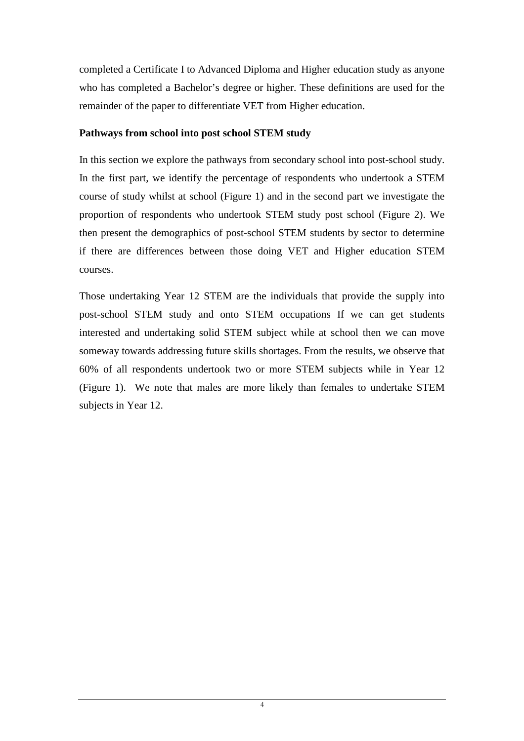completed a Certificate I to Advanced Diploma and Higher education study as anyone who has completed a Bachelor's degree or higher. These definitions are used for the remainder of the paper to differentiate VET from Higher education.

**Pathways from school into post school STEM study**

In this section we explore the pathways from secondary school into post-school study. In the first part, we identify the percentage of respondents who undertook a STEM course of study whilst at school (Figure 1) and in the second part we investigate the proportion of respondents who undertook STEM study post school (Figure 2). We then present the demographics of post-school STEM students by sector to determine if there are differences between those doing VET and Higher education STEM courses.

Those undertaking Year 12 STEM are the individuals that provide the supply into post-school STEM study and onto STEM occupations If we can get students interested and undertaking solid STEM subject while at school then we can move someway towards addressing future skills shortages. From the results, we observe that 60% of all respondents undertook two or more STEM subjects while in Year 12 (Figure 1). We note that males are more likely than females to undertake STEM subjects in Year 12.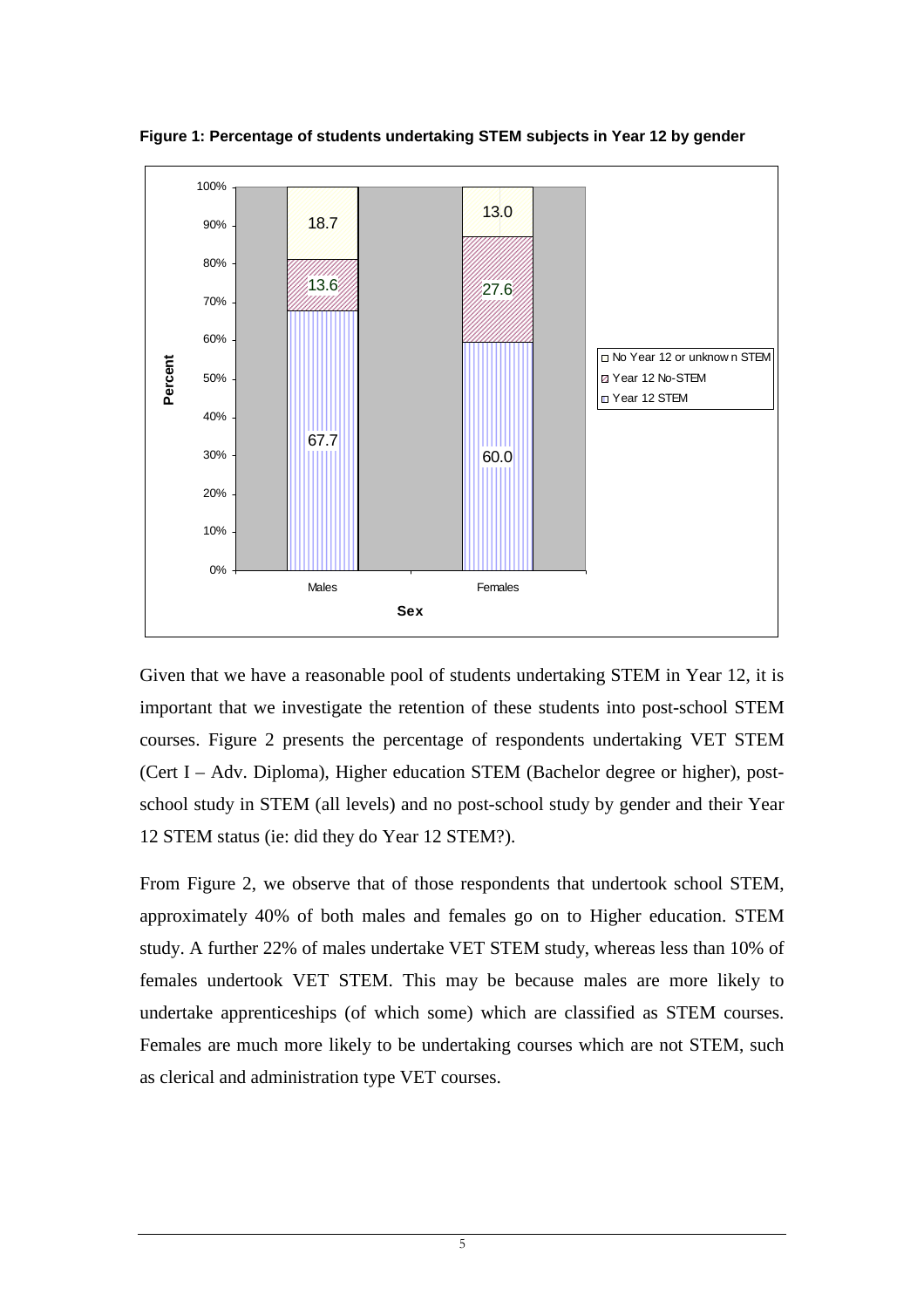**Figure 1: Percentage of students undertaking STEM subjects in Year 12 by gender**

| Sex | Year 12 STEM | Year 12 No-STEM | No Year 12 or unknown STEM |
|---|---|---|---|
| Males | 67.7 | 13.6 | 18.7 |
| Females | 60.0 | 27.6 | 13.0 |

Given that we have a reasonable pool of students undertaking STEM in Year 12, it is important that we investigate the retention of these students into post-school STEM courses. Figure 2 presents the percentage of respondents undertaking VET STEM (Cert I – Adv. Diploma), Higher education STEM (Bachelor degree or higher), post-school study in STEM (all levels) and no post-school study by gender and their Year 12 STEM status (ie: did they do Year 12 STEM?).

From Figure 2, we observe that of those respondents that undertook school STEM, approximately 40% of both males and females go on to Higher education. STEM study. A further 22% of males undertake VET STEM study, whereas less than 10% of females undertook VET STEM. This may be because males are more likely to undertake apprenticeships (of which some) which are classified as STEM courses. Females are much more likely to be undertaking courses which are not STEM, such as clerical and administration type VET courses.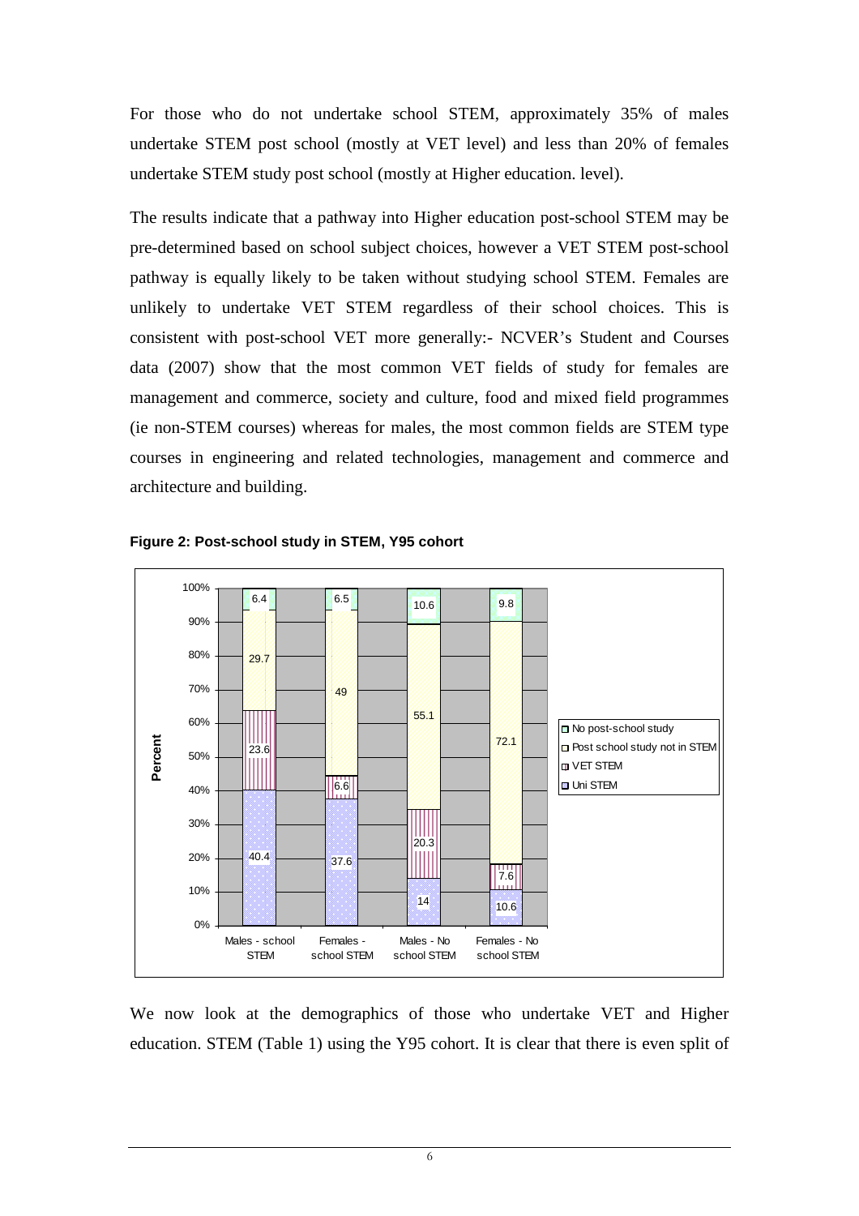For those who do not undertake school STEM, approximately 35% of males undertake STEM post school (mostly at VET level) and less than 20% of females undertake STEM study post school (mostly at Higher education. level).

The results indicate that a pathway into Higher education post-school STEM may be pre-determined based on school subject choices, however a VET STEM post-school pathway is equally likely to be taken without studying school STEM. Females are unlikely to undertake VET STEM regardless of their school choices. This is consistent with post-school VET more generally:- NCVER's Student and Courses data (2007) show that the most common VET fields of study for females are management and commerce, society and culture, food and mixed field programmes (ie non-STEM courses) whereas for males, the most common fields are STEM type courses in engineering and related technologies, management and commerce and architecture and building.

**Figure 2: Post-school study in STEM, Y95 cohort**

| Percent | Males - school STEM | Females - school STEM | Males - No school STEM | Females - No school STEM |
| --- | --- | --- | --- | --- |
| No post-school study | 6.4 | 6.5 | 10.6 | 9.8 |
| Post school study not in STEM | 29.7 | 49 | 55.1 | 72.1 |
| VET STEM | 23.6 | 6.6 | 20.3 | 7.6 |
| Uni STEM | 40.4 | 37.6 | 14 | 10.6 |

We now look at the demographics of those who undertake VET and Higher education. STEM (Table 1) using the Y95 cohort. It is clear that there is even split of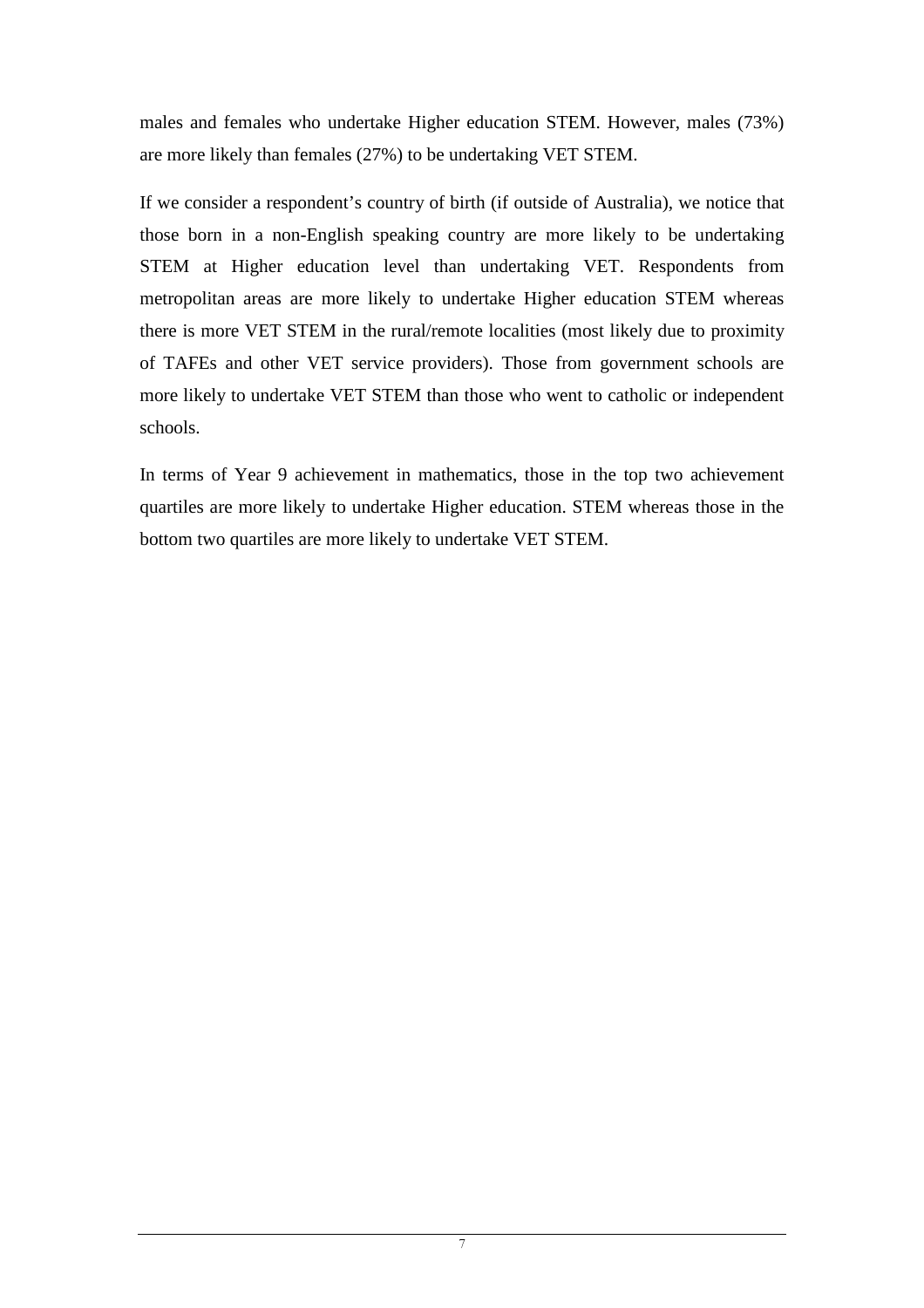males and females who undertake Higher education STEM. However, males (73%) are more likely than females (27%) to be undertaking VET STEM.

If we consider a respondent's country of birth (if outside of Australia), we notice that those born in a non-English speaking country are more likely to be undertaking STEM at Higher education level than undertaking VET. Respondents from metropolitan areas are more likely to undertake Higher education STEM whereas there is more VET STEM in the rural/remote localities (most likely due to proximity of TAFEs and other VET service providers). Those from government schools are more likely to undertake VET STEM than those who went to catholic or independent schools.

In terms of Year 9 achievement in mathematics, those in the top two achievement quartiles are more likely to undertake Higher education. STEM whereas those in the bottom two quartiles are more likely to undertake VET STEM.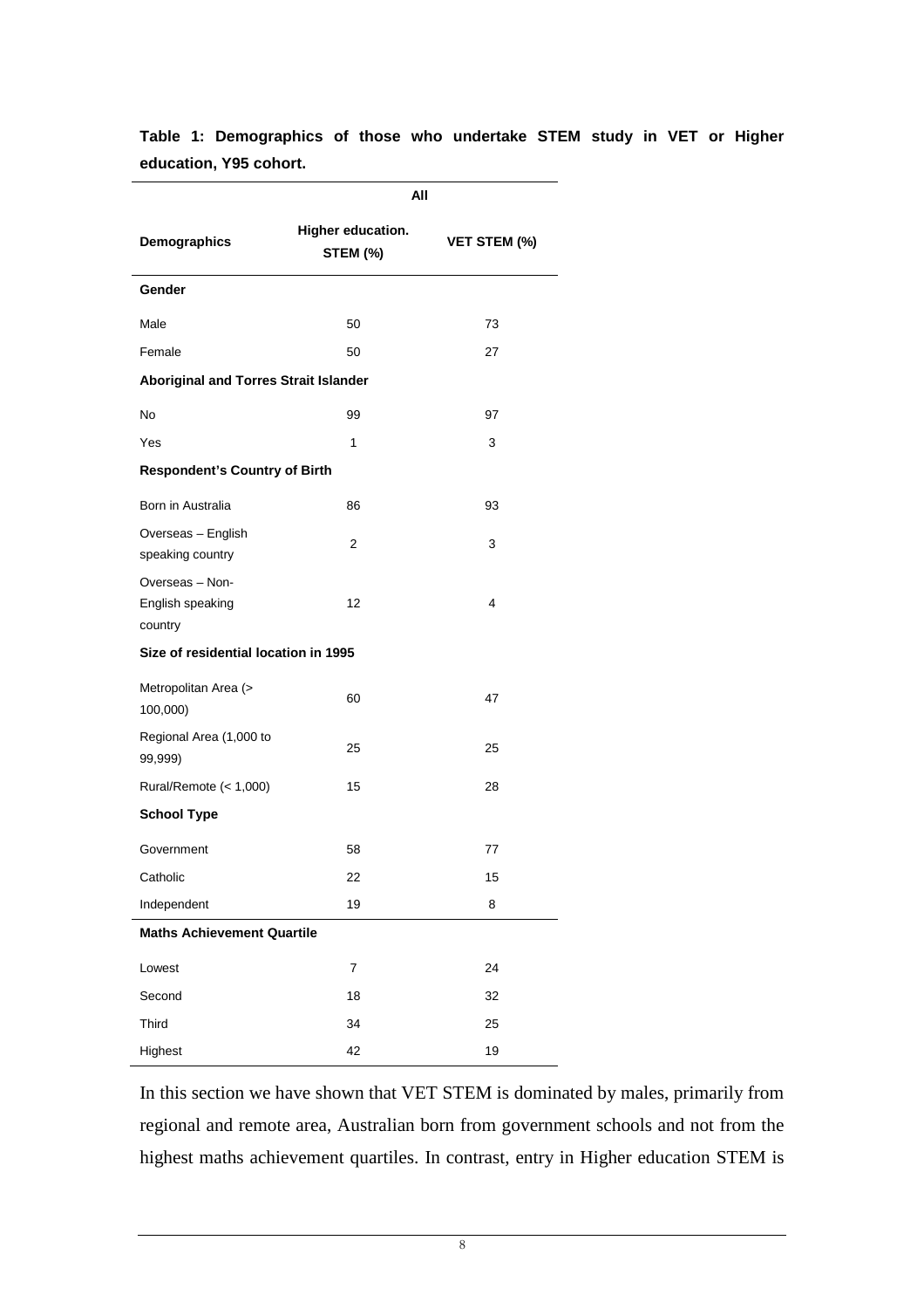**Table 1: Demographics of those who undertake STEM study in VET or Higher education, Y95 cohort.**

| | All | |
|---|---|---|
| **Demographics** | **Higher education. STEM (%)** | **VET STEM (%)** |
| **Gender** | | |
| Male | 50 | 73 |
| Female | 50 | 27 |
| **Aboriginal and Torres Strait Islander** | | |
| No | 99 | 97 |
| Yes | 1 | 3 |
| **Respondent's Country of Birth** | | |
| Born in Australia | 86 | 93 |
| Overseas – English speaking country | 2 | 3 |
| Overseas – Non-English speaking country | 12 | 4 |
| **Size of residential location in 1995** | | |
| Metropolitan Area (> 100,000) | 60 | 47 |
| Regional Area (1,000 to 99,999) | 25 | 25 |
| Rural/Remote (< 1,000) | 15 | 28 |
| **School Type** | | |
| Government | 58 | 77 |
| Catholic | 22 | 15 |
| Independent | 19 | 8 |
| **Maths Achievement Quartile** | | |
| Lowest | 7 | 24 |
| Second | 18 | 32 |
| Third | 34 | 25 |
| Highest | 42 | 19 |

In this section we have shown that VET STEM is dominated by males, primarily from regional and remote area, Australian born from government schools and not from the highest maths achievement quartiles. In contrast, entry in Higher education STEM is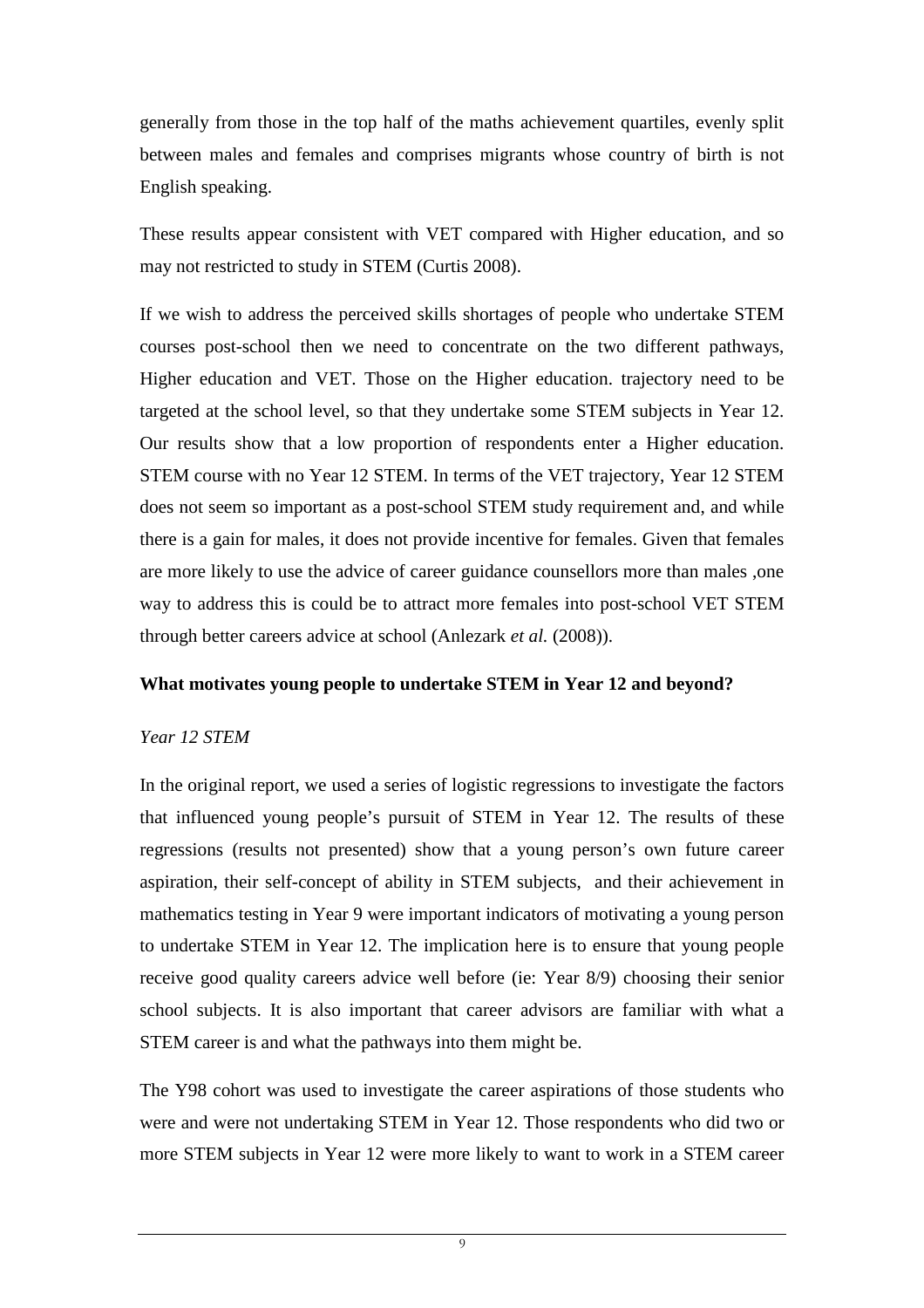generally from those in the top half of the maths achievement quartiles, evenly split between males and females and comprises migrants whose country of birth is not English speaking.

These results appear consistent with VET compared with Higher education, and so may not restricted to study in STEM (Curtis 2008).

If we wish to address the perceived skills shortages of people who undertake STEM courses post-school then we need to concentrate on the two different pathways, Higher education and VET. Those on the Higher education. trajectory need to be targeted at the school level, so that they undertake some STEM subjects in Year 12. Our results show that a low proportion of respondents enter a Higher education. STEM course with no Year 12 STEM. In terms of the VET trajectory, Year 12 STEM does not seem so important as a post-school STEM study requirement and, and while there is a gain for males, it does not provide incentive for females. Given that females are more likely to use the advice of career guidance counsellors more than males ,one way to address this is could be to attract more females into post-school VET STEM through better careers advice at school (Anlezark *et al.* (2008)).

**What motivates young people to undertake STEM in Year 12 and beyond?**

*Year 12 STEM*

In the original report, we used a series of logistic regressions to investigate the factors that influenced young people's pursuit of STEM in Year 12. The results of these regressions (results not presented) show that a young person's own future career aspiration, their self-concept of ability in STEM subjects, and their achievement in mathematics testing in Year 9 were important indicators of motivating a young person to undertake STEM in Year 12. The implication here is to ensure that young people receive good quality careers advice well before (ie: Year 8/9) choosing their senior school subjects. It is also important that career advisors are familiar with what a STEM career is and what the pathways into them might be.

The Y98 cohort was used to investigate the career aspirations of those students who were and were not undertaking STEM in Year 12. Those respondents who did two or more STEM subjects in Year 12 were more likely to want to work in a STEM career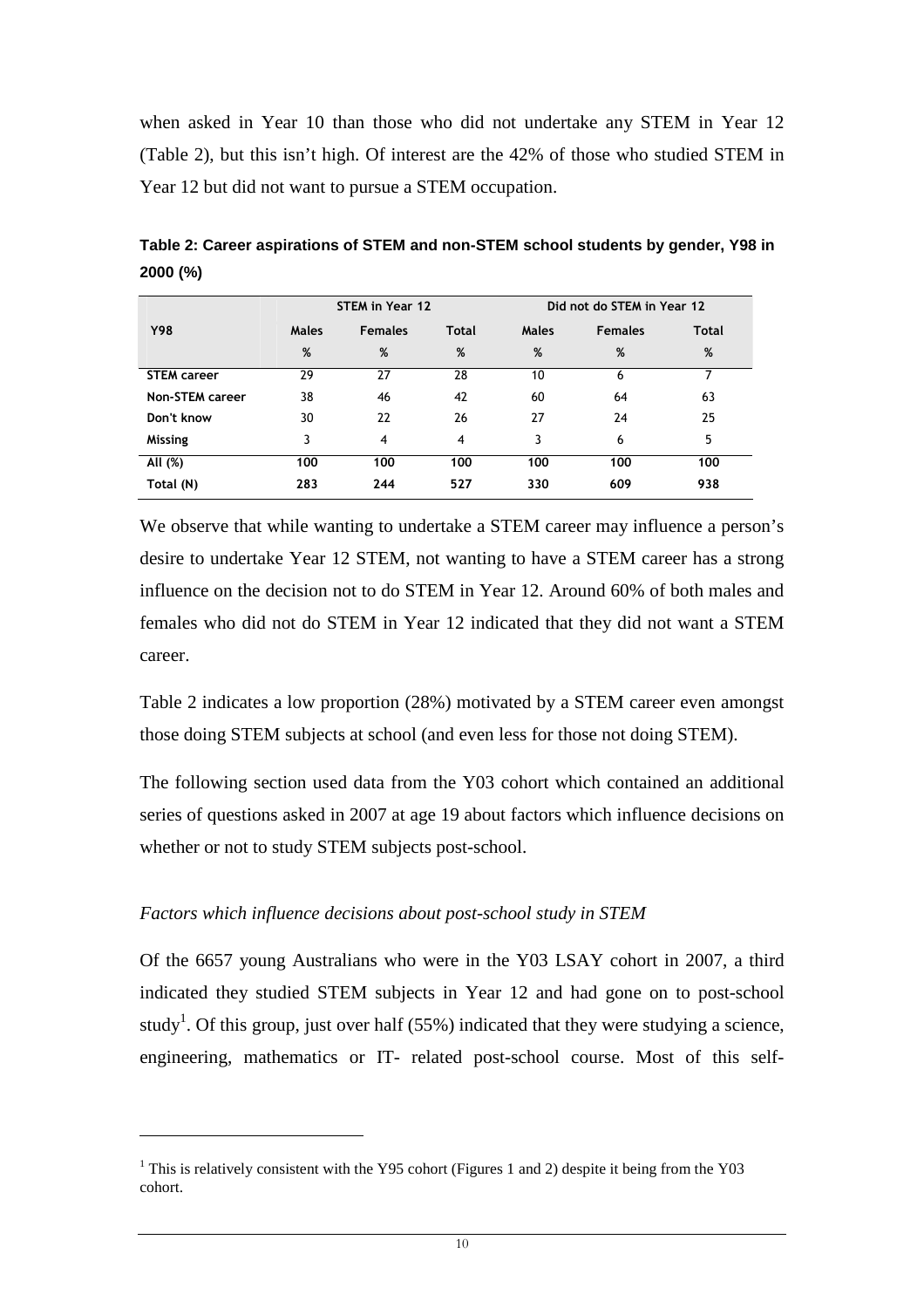when asked in Year 10 than those who did not undertake any STEM in Year 12 (Table 2), but this isn't high. Of interest are the 42% of those who studied STEM in Year 12 but did not want to pursue a STEM occupation.

**Table 2: Career aspirations of STEM and non-STEM school students by gender, Y98 in 2000 (%)**

| Y98 | STEM in Year 12 | | | Did not do STEM in Year 12 | | |
|---|---|---|---|---|---|---|
| | Males | Females | Total | Males | Females | Total |
| | % | % | % | % | % | % |
| **STEM career** | 29 | 27 | 28 | 10 | 6 | 7 |
| **Non-STEM career** | 38 | 46 | 42 | 60 | 64 | 63 |
| **Don't know** | 30 | 22 | 26 | 27 | 24 | 25 |
| **Missing** | 3 | 4 | 4 | 3 | 6 | 5 |
| **All (%)** | **100** | **100** | **100** | **100** | **100** | **100** |
| **Total (N)** | **283** | **244** | **527** | **330** | **609** | **938** |

We observe that while wanting to undertake a STEM career may influence a person's desire to undertake Year 12 STEM, not wanting to have a STEM career has a strong influence on the decision not to do STEM in Year 12. Around 60% of both males and females who did not do STEM in Year 12 indicated that they did not want a STEM career.

Table 2 indicates a low proportion (28%) motivated by a STEM career even amongst those doing STEM subjects at school (and even less for those not doing STEM).

The following section used data from the Y03 cohort which contained an additional series of questions asked in 2007 at age 19 about factors which influence decisions on whether or not to study STEM subjects post-school.

*Factors which influence decisions about post-school study in STEM*

Of the 6657 young Australians who were in the Y03 LSAY cohort in 2007, a third indicated they studied STEM subjects in Year 12 and had gone on to post-school study[1]. Of this group, just over half (55%) indicated that they were studying a science, engineering, mathematics or IT- related post-school course. Most of this self-

[1] This is relatively consistent with the Y95 cohort (Figures 1 and 2) despite it being from the Y03 cohort.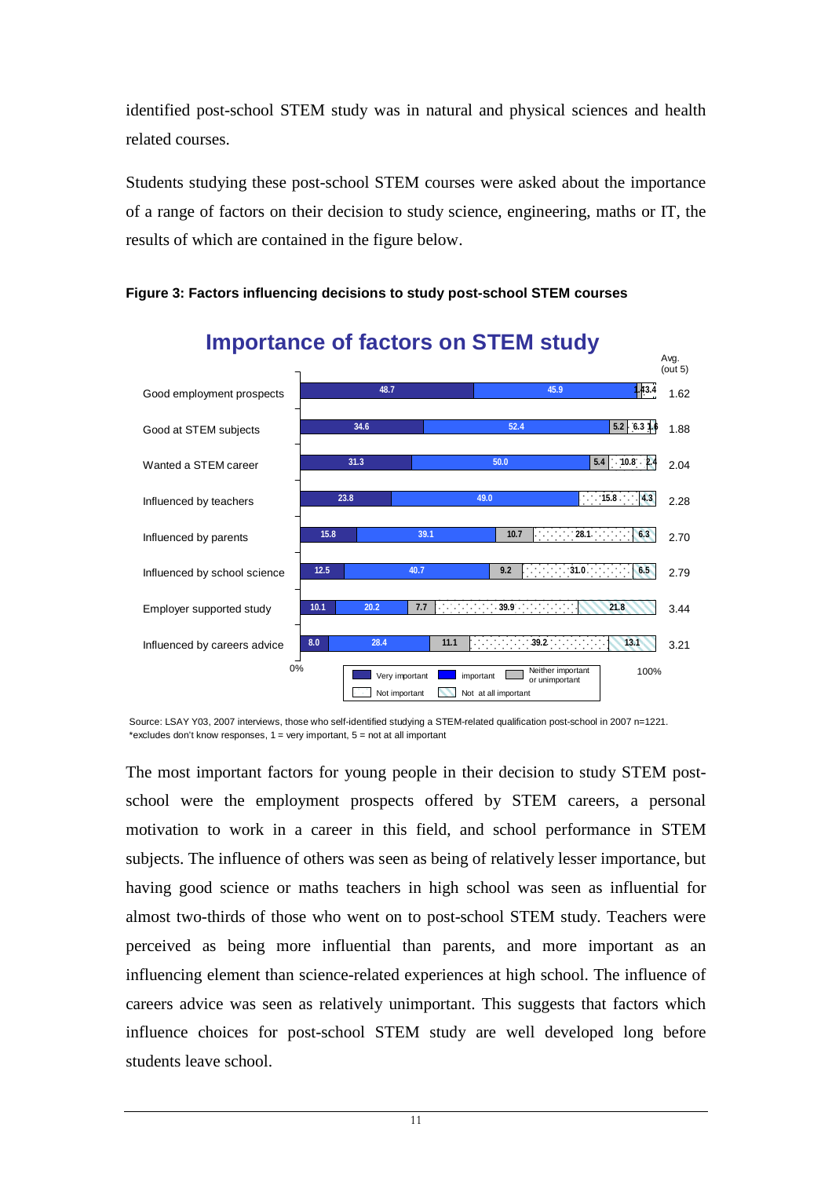identified post-school STEM study was in natural and physical sciences and health related courses.

Students studying these post-school STEM courses were asked about the importance of a range of factors on their decision to study science, engineering, maths or IT, the results of which are contained in the figure below.

**Figure 3: Factors influencing decisions to study post-school STEM courses**

**Importance of factors on STEM study**

| Factor | Very important | Important | Neither important or unimportant | Not important | Not at all important | Avg. (out 5) |
|---|---|---|---|---|---|---|
| Good employment prospects | 48.7 | 45.9 | 1.4 | 3.4 | | 1.62 |
| Good at STEM subjects | 34.6 | 52.4 | 5.2 | 6.3 | 1.6 | 1.88 |
| Wanted a STEM career | 31.3 | 50.0 | 5.4 | 10.8 | 2.4 | 2.04 |
| Influenced by teachers | 23.8 | 49.0 | | 15.8 | 4.3 | 2.28 |
| Influenced by parents | 15.8 | 39.1 | 10.7 | 28.1 | 6.3 | 2.70 |
| Influenced by school science | 12.5 | 40.7 | 9.2 | 31.0 | 6.5 | 2.79 |
| Employer supported study | 10.1 | 20.2 | 7.7 | 39.9 | 21.8 | 3.44 |
| Influenced by careers advice | 8.0 | 28.4 | 11.1 | 39.2 | 13.1 | 3.21 |

Source: LSAY Y03, 2007 interviews, those who self-identified studying a STEM-related qualification post-school in 2007 n=1221.
*excludes don't know responses, 1 = very important, 5 = not at all important

The most important factors for young people in their decision to study STEM post-school were the employment prospects offered by STEM careers, a personal motivation to work in a career in this field, and school performance in STEM subjects. The influence of others was seen as being of relatively lesser importance, but having good science or maths teachers in high school was seen as influential for almost two-thirds of those who went on to post-school STEM study. Teachers were perceived as being more influential than parents, and more important as an influencing element than science-related experiences at high school. The influence of careers advice was seen as relatively unimportant. This suggests that factors which influence choices for post-school STEM study are well developed long before students leave school.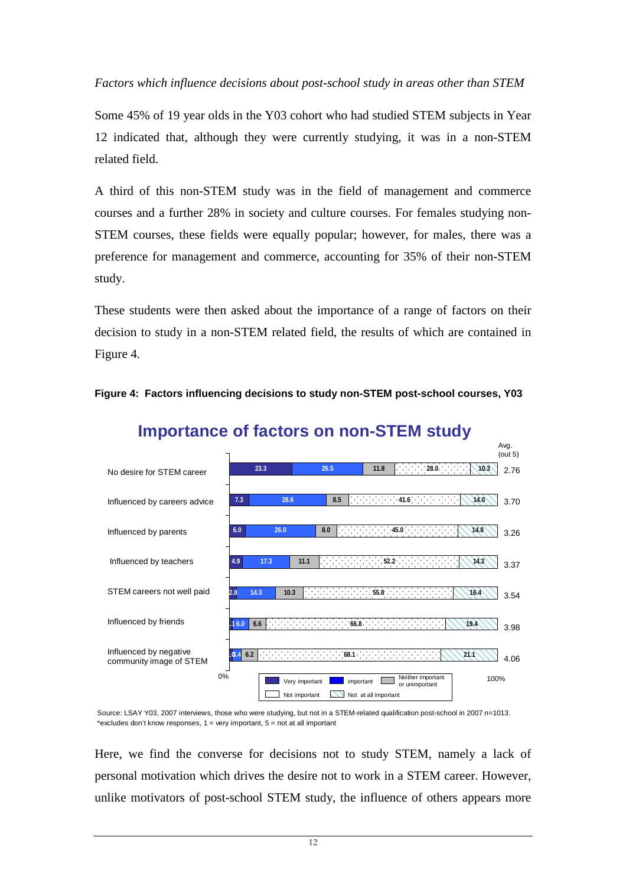*Factors which influence decisions about post-school study in areas other than STEM*

Some 45% of 19 year olds in the Y03 cohort who had studied STEM subjects in Year 12 indicated that, although they were currently studying, it was in a non-STEM related field.

A third of this non-STEM study was in the field of management and commerce courses and a further 28% in society and culture courses. For females studying non-STEM courses, these fields were equally popular; however, for males, there was a preference for management and commerce, accounting for 35% of their non-STEM study.

These students were then asked about the importance of a range of factors on their decision to study in a non-STEM related field, the results of which are contained in Figure 4.

**Figure 4: Factors influencing decisions to study non-STEM post-school courses, Y03**

**Importance of factors on non-STEM study**

| Factor | Very important | important | Neither important or unimportant | Not important | Not at all important | Avg. (out 5) |
|---|---|---|---|---|---|---|
| No desire for STEM career | 23.3 | 26.5 | 11.8 | 28.0 | 10.3 | 2.76 |
| Influenced by careers advice | 7.3 | 28.6 | 8.5 | 41.6 | 14.0 | 3.70 |
| Influenced by parents | 6.0 | 26.0 | 8.0 | 45.0 | 14.8 | 3.26 |
| Influenced by teachers | 4.9 | 17.3 | 11.1 | 52.2 | 14.2 | 3.37 |
| STEM careers not well paid | 2.8 | 14.3 | 10.3 | 55.8 | 16.4 | 3.54 |
| Influenced by friends | 1 | 6.0 | 6.6 | 66.8 | 19.4 | 3.98 |
| Influenced by negative community image of STEM | 0 | 4 | 6.2 | 68.1 | 21.1 | 4.06 |

Source: LSAY Y03, 2007 interviews, those who were studying, but not in a STEM-related qualification post-school in 2007 n=1013.
*excludes don't know responses, 1 = very important, 5 = not at all important

Here, we find the converse for decisions not to study STEM, namely a lack of personal motivation which drives the desire not to work in a STEM career. However, unlike motivators of post-school STEM study, the influence of others appears more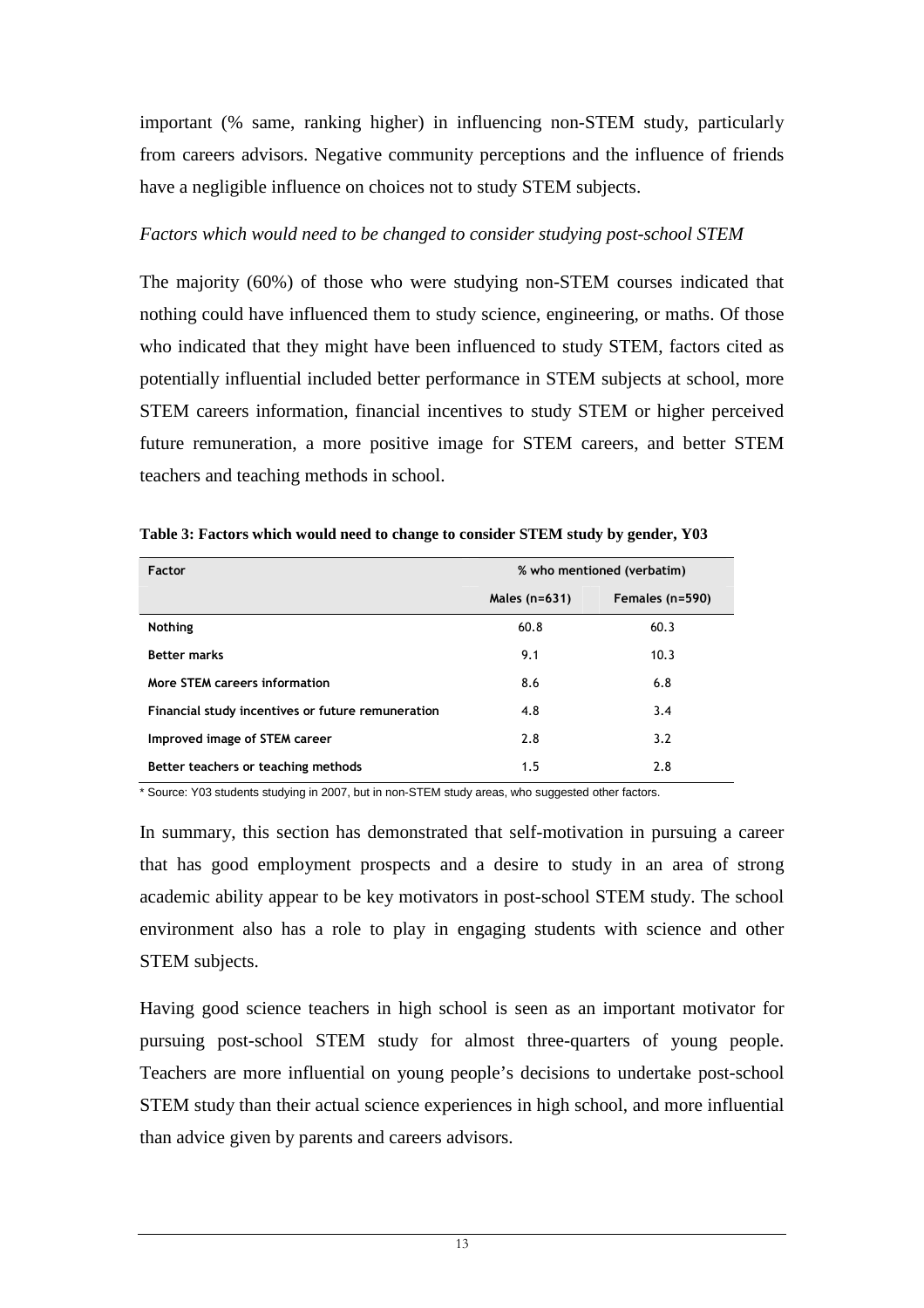important (% same, ranking higher) in influencing non-STEM study, particularly from careers advisors. Negative community perceptions and the influence of friends have a negligible influence on choices not to study STEM subjects.

*Factors which would need to be changed to consider studying post-school STEM*

The majority (60%) of those who were studying non-STEM courses indicated that nothing could have influenced them to study science, engineering, or maths. Of those who indicated that they might have been influenced to study STEM, factors cited as potentially influential included better performance in STEM subjects at school, more STEM careers information, financial incentives to study STEM or higher perceived future remuneration, a more positive image for STEM careers, and better STEM teachers and teaching methods in school.

**Table 3: Factors which would need to change to consider STEM study by gender, Y03**

| Factor | % who mentioned (verbatim) | |
|---|---|---|
| | Males (n=631) | Females (n=590) |
| Nothing | 60.8 | 60.3 |
| Better marks | 9.1 | 10.3 |
| More STEM careers information | 8.6 | 6.8 |
| Financial study incentives or future remuneration | 4.8 | 3.4 |
| Improved image of STEM career | 2.8 | 3.2 |
| Better teachers or teaching methods | 1.5 | 2.8 |

* Source: Y03 students studying in 2007, but in non-STEM study areas, who suggested other factors.

In summary, this section has demonstrated that self-motivation in pursuing a career that has good employment prospects and a desire to study in an area of strong academic ability appear to be key motivators in post-school STEM study. The school environment also has a role to play in engaging students with science and other STEM subjects.

Having good science teachers in high school is seen as an important motivator for pursuing post-school STEM study for almost three-quarters of young people. Teachers are more influential on young people's decisions to undertake post-school STEM study than their actual science experiences in high school, and more influential than advice given by parents and careers advisors.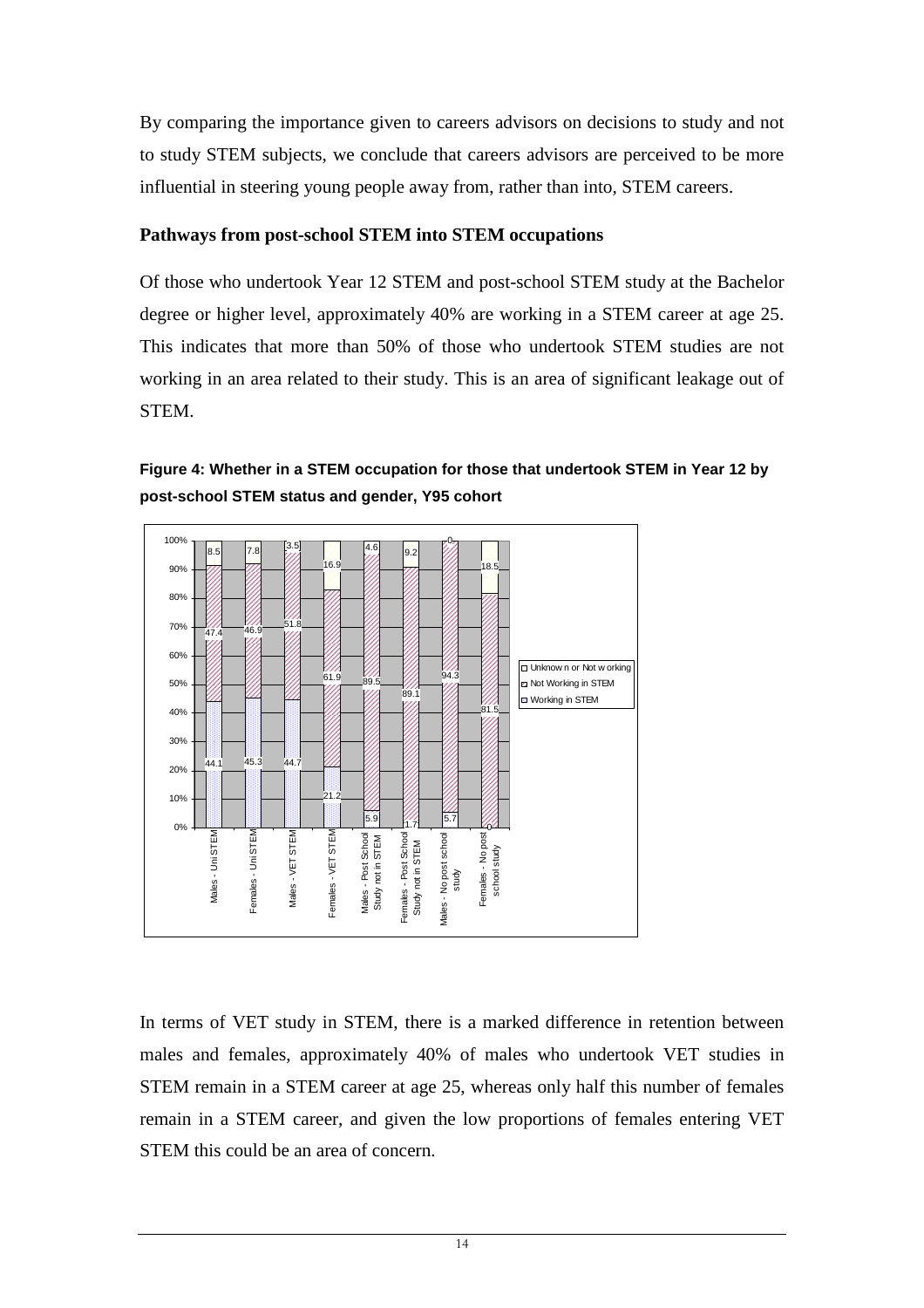By comparing the importance given to careers advisors on decisions to study and not to study STEM subjects, we conclude that careers advisors are perceived to be more influential in steering young people away from, rather than into, STEM careers.

### Pathways from post-school STEM into STEM occupations

Of those who undertook Year 12 STEM and post-school STEM study at the Bachelor degree or higher level, approximately 40% are working in a STEM career at age 25. This indicates that more than 50% of those who undertook STEM studies are not working in an area related to their study. This is an area of significant leakage out of STEM.

**Figure 4: Whether in a STEM occupation for those that undertook STEM in Year 12 by post-school STEM status and gender, Y95 cohort**

| | Working in STEM | Not Working in STEM | Unknown or Not working |
|---|---|---|---|
| Males - Uni STEM | 44.1 | 47.4 | 8.5 |
| Females - Uni STEM | 45.3 | 46.9 | 7.8 |
| Males - VET STEM | 44.7 | 51.8 | 3.5 |
| Females - VET STEM | 21.2 | 61.9 | 16.9 |
| Males - Post School Study not in STEM | 5.9 | 89.5 | 4.6 |
| Females - Post School Study not in STEM | 1.7 | 89.1 | 9.2 |
| Males - No post school study | 5.7 | 94.3 | 0 |
| Females - No post school study | 0 | 81.5 | 18.5 |

In terms of VET study in STEM, there is a marked difference in retention between males and females, approximately 40% of males who undertook VET studies in STEM remain in a STEM career at age 25, whereas only half this number of females remain in a STEM career, and given the low proportions of females entering VET STEM this could be an area of concern.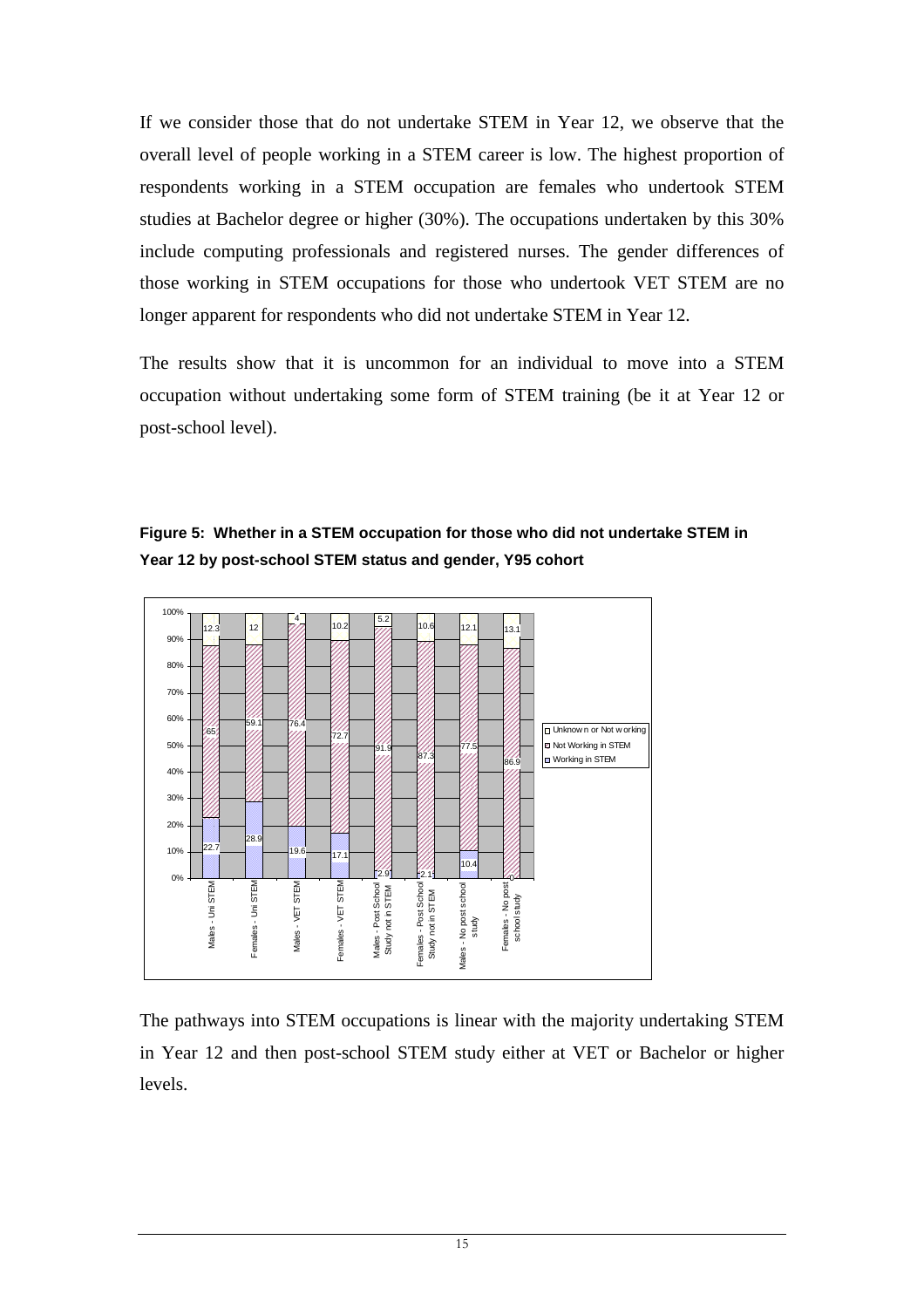If we consider those that do not undertake STEM in Year 12, we observe that the overall level of people working in a STEM career is low. The highest proportion of respondents working in a STEM occupation are females who undertook STEM studies at Bachelor degree or higher (30%). The occupations undertaken by this 30% include computing professionals and registered nurses. The gender differences of those working in STEM occupations for those who undertook VET STEM are no longer apparent for respondents who did not undertake STEM in Year 12.

The results show that it is uncommon for an individual to move into a STEM occupation without undertaking some form of STEM training (be it at Year 12 or post-school level).

**Figure 5: Whether in a STEM occupation for those who did not undertake STEM in Year 12 by post-school STEM status and gender, Y95 cohort**

| | Working in STEM | Not Working in STEM | Unknown or Not working |
|---|---|---|---|
| Males - Uni STEM | 22.7 | 65 | 12.3 |
| Females - Uni STEM | 28.9 | 59.1 | 12 |
| Males - VET STEM | 19.6 | 76.4 | 4 |
| Females - VET STEM | 17.1 | 72.7 | 10.2 |
| Males - Post School Study not in STEM | 2.9 | 91.9 | 5.2 |
| Females - Post School Study not in STEM | 2.1 | 87.3 | 10.6 |
| Males - No post school study | 10.4 | 77.5 | 12.1 |
| Females - No post school study | 0 | 86.9 | 13.1 |

The pathways into STEM occupations is linear with the majority undertaking STEM in Year 12 and then post-school STEM study either at VET or Bachelor or higher levels.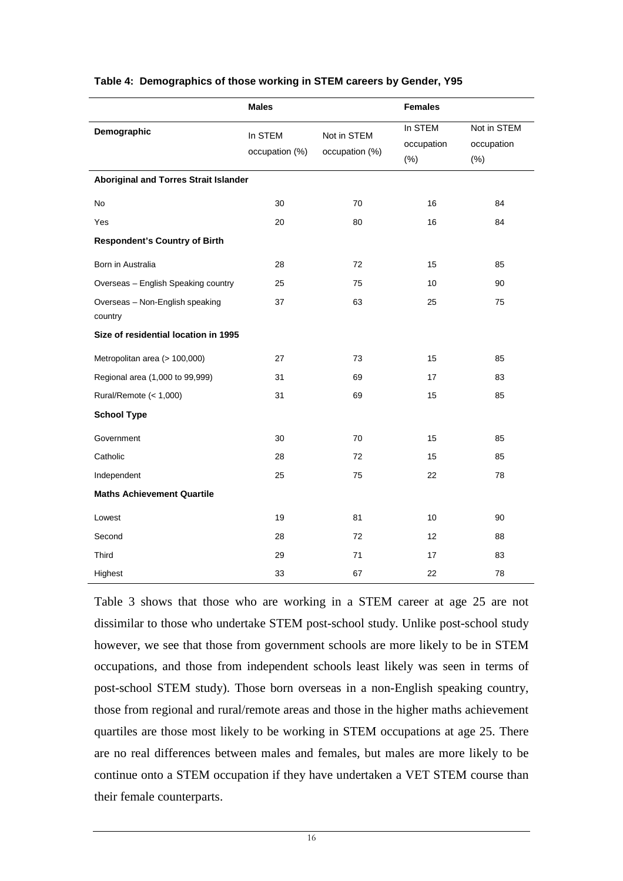**Table 4: Demographics of those working in STEM careers by Gender, Y95**

| | Males | | Females | |
|---|---|---|---|---|
| Demographic | In STEM occupation (%) | Not in STEM occupation (%) | In STEM occupation (%) | Not in STEM occupation (%) |
| **Aboriginal and Torres Strait Islander** | | | | |
| No | 30 | 70 | 16 | 84 |
| Yes | 20 | 80 | 16 | 84 |
| **Respondent's Country of Birth** | | | | |
| Born in Australia | 28 | 72 | 15 | 85 |
| Overseas – English Speaking country | 25 | 75 | 10 | 90 |
| Overseas – Non-English speaking country | 37 | 63 | 25 | 75 |
| **Size of residential location in 1995** | | | | |
| Metropolitan area (> 100,000) | 27 | 73 | 15 | 85 |
| Regional area (1,000 to 99,999) | 31 | 69 | 17 | 83 |
| Rural/Remote (< 1,000) | 31 | 69 | 15 | 85 |
| **School Type** | | | | |
| Government | 30 | 70 | 15 | 85 |
| Catholic | 28 | 72 | 15 | 85 |
| Independent | 25 | 75 | 22 | 78 |
| **Maths Achievement Quartile** | | | | |
| Lowest | 19 | 81 | 10 | 90 |
| Second | 28 | 72 | 12 | 88 |
| Third | 29 | 71 | 17 | 83 |
| Highest | 33 | 67 | 22 | 78 |

Table 3 shows that those who are working in a STEM career at age 25 are not dissimilar to those who undertake STEM post-school study. Unlike post-school study however, we see that those from government schools are more likely to be in STEM occupations, and those from independent schools least likely was seen in terms of post-school STEM study). Those born overseas in a non-English speaking country, those from regional and rural/remote areas and those in the higher maths achievement quartiles are those most likely to be working in STEM occupations at age 25. There are no real differences between males and females, but males are more likely to be continue onto a STEM occupation if they have undertaken a VET STEM course than their female counterparts.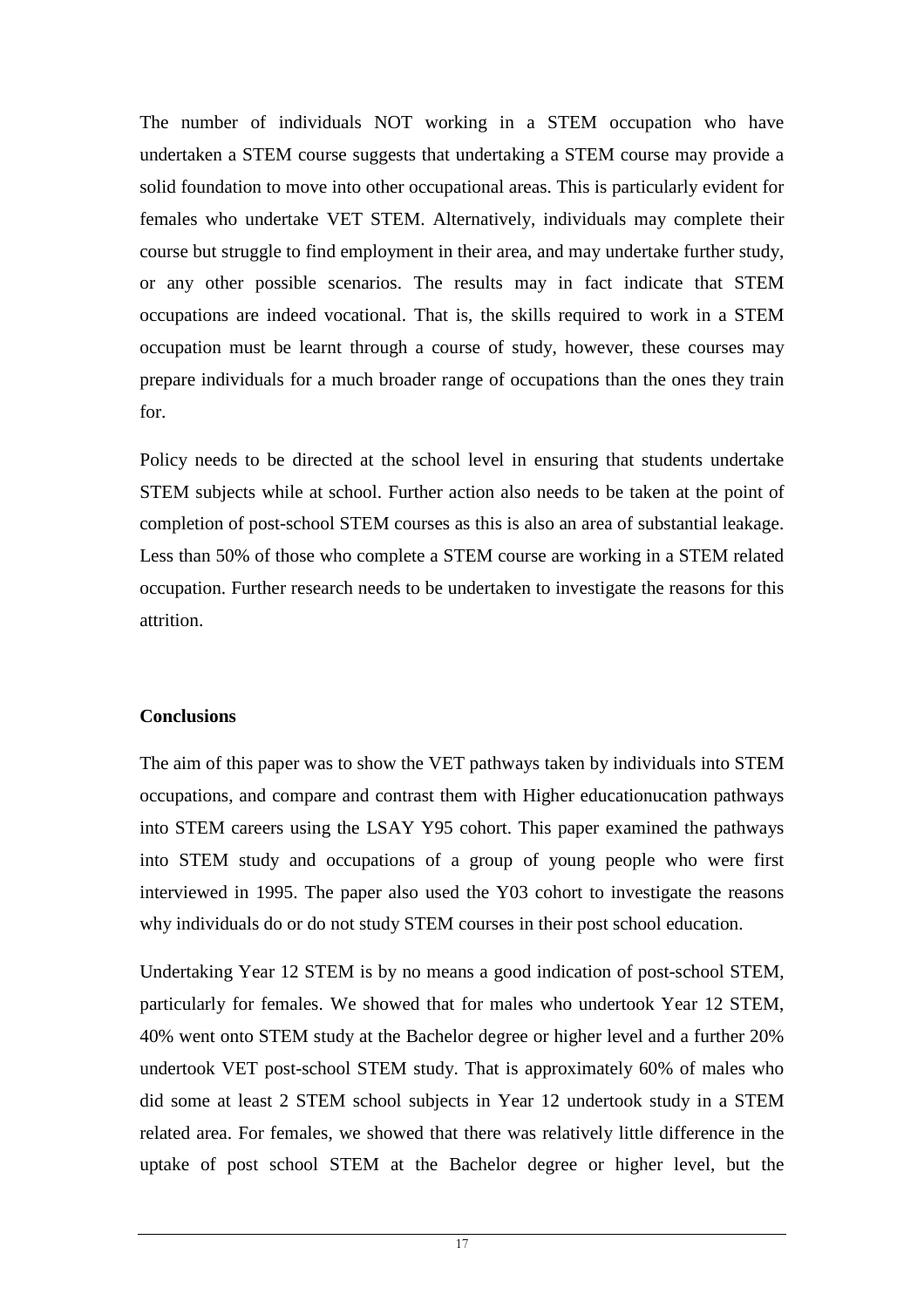The number of individuals NOT working in a STEM occupation who have undertaken a STEM course suggests that undertaking a STEM course may provide a solid foundation to move into other occupational areas. This is particularly evident for females who undertake VET STEM. Alternatively, individuals may complete their course but struggle to find employment in their area, and may undertake further study, or any other possible scenarios. The results may in fact indicate that STEM occupations are indeed vocational. That is, the skills required to work in a STEM occupation must be learnt through a course of study, however, these courses may prepare individuals for a much broader range of occupations than the ones they train for.

Policy needs to be directed at the school level in ensuring that students undertake STEM subjects while at school. Further action also needs to be taken at the point of completion of post-school STEM courses as this is also an area of substantial leakage. Less than 50% of those who complete a STEM course are working in a STEM related occupation. Further research needs to be undertaken to investigate the reasons for this attrition.

## Conclusions

The aim of this paper was to show the VET pathways taken by individuals into STEM occupations, and compare and contrast them with Higher educationucation pathways into STEM careers using the LSAY Y95 cohort. This paper examined the pathways into STEM study and occupations of a group of young people who were first interviewed in 1995. The paper also used the Y03 cohort to investigate the reasons why individuals do or do not study STEM courses in their post school education.

Undertaking Year 12 STEM is by no means a good indication of post-school STEM, particularly for females. We showed that for males who undertook Year 12 STEM, 40% went onto STEM study at the Bachelor degree or higher level and a further 20% undertook VET post-school STEM study. That is approximately 60% of males who did some at least 2 STEM school subjects in Year 12 undertook study in a STEM related area. For females, we showed that there was relatively little difference in the uptake of post school STEM at the Bachelor degree or higher level, but the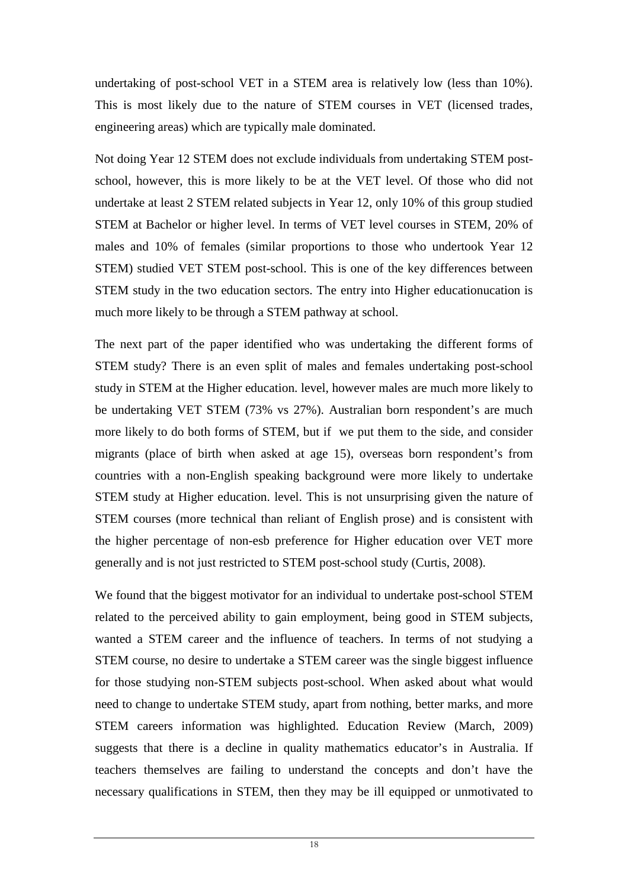undertaking of post-school VET in a STEM area is relatively low (less than 10%). This is most likely due to the nature of STEM courses in VET (licensed trades, engineering areas) which are typically male dominated.

Not doing Year 12 STEM does not exclude individuals from undertaking STEM post-school, however, this is more likely to be at the VET level. Of those who did not undertake at least 2 STEM related subjects in Year 12, only 10% of this group studied STEM at Bachelor or higher level. In terms of VET level courses in STEM, 20% of males and 10% of females (similar proportions to those who undertook Year 12 STEM) studied VET STEM post-school. This is one of the key differences between STEM study in the two education sectors. The entry into Higher educationucation is much more likely to be through a STEM pathway at school.

The next part of the paper identified who was undertaking the different forms of STEM study? There is an even split of males and females undertaking post-school study in STEM at the Higher education. level, however males are much more likely to be undertaking VET STEM (73% vs 27%). Australian born respondent's are much more likely to do both forms of STEM, but if we put them to the side, and consider migrants (place of birth when asked at age 15), overseas born respondent's from countries with a non-English speaking background were more likely to undertake STEM study at Higher education. level. This is not unsurprising given the nature of STEM courses (more technical than reliant of English prose) and is consistent with the higher percentage of non-esb preference for Higher education over VET more generally and is not just restricted to STEM post-school study (Curtis, 2008).

We found that the biggest motivator for an individual to undertake post-school STEM related to the perceived ability to gain employment, being good in STEM subjects, wanted a STEM career and the influence of teachers. In terms of not studying a STEM course, no desire to undertake a STEM career was the single biggest influence for those studying non-STEM subjects post-school. When asked about what would need to change to undertake STEM study, apart from nothing, better marks, and more STEM careers information was highlighted. Education Review (March, 2009) suggests that there is a decline in quality mathematics educator's in Australia. If teachers themselves are failing to understand the concepts and don't have the necessary qualifications in STEM, then they may be ill equipped or unmotivated to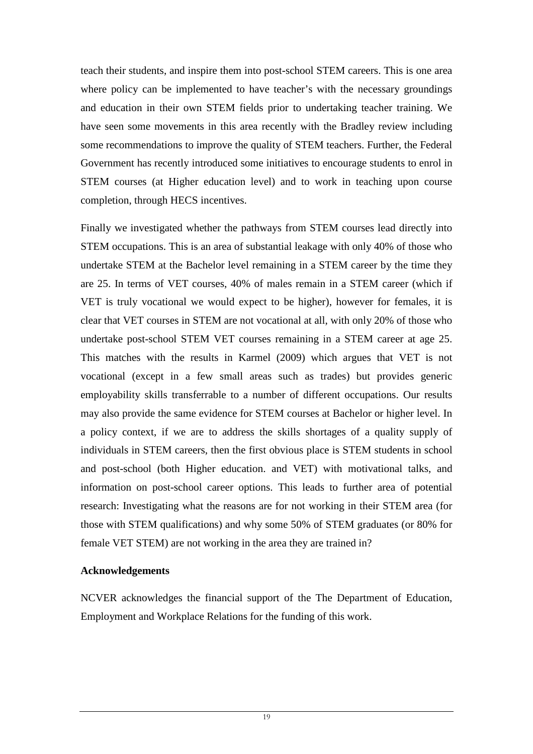teach their students, and inspire them into post-school STEM careers. This is one area where policy can be implemented to have teacher's with the necessary groundings and education in their own STEM fields prior to undertaking teacher training. We have seen some movements in this area recently with the Bradley review including some recommendations to improve the quality of STEM teachers. Further, the Federal Government has recently introduced some initiatives to encourage students to enrol in STEM courses (at Higher education level) and to work in teaching upon course completion, through HECS incentives.

Finally we investigated whether the pathways from STEM courses lead directly into STEM occupations. This is an area of substantial leakage with only 40% of those who undertake STEM at the Bachelor level remaining in a STEM career by the time they are 25. In terms of VET courses, 40% of males remain in a STEM career (which if VET is truly vocational we would expect to be higher), however for females, it is clear that VET courses in STEM are not vocational at all, with only 20% of those who undertake post-school STEM VET courses remaining in a STEM career at age 25. This matches with the results in Karmel (2009) which argues that VET is not vocational (except in a few small areas such as trades) but provides generic employability skills transferrable to a number of different occupations. Our results may also provide the same evidence for STEM courses at Bachelor or higher level. In a policy context, if we are to address the skills shortages of a quality supply of individuals in STEM careers, then the first obvious place is STEM students in school and post-school (both Higher education. and VET) with motivational talks, and information on post-school career options. This leads to further area of potential research: Investigating what the reasons are for not working in their STEM area (for those with STEM qualifications) and why some 50% of STEM graduates (or 80% for female VET STEM) are not working in the area they are trained in?

**Acknowledgements**

NCVER acknowledges the financial support of the The Department of Education, Employment and Workplace Relations for the funding of this work.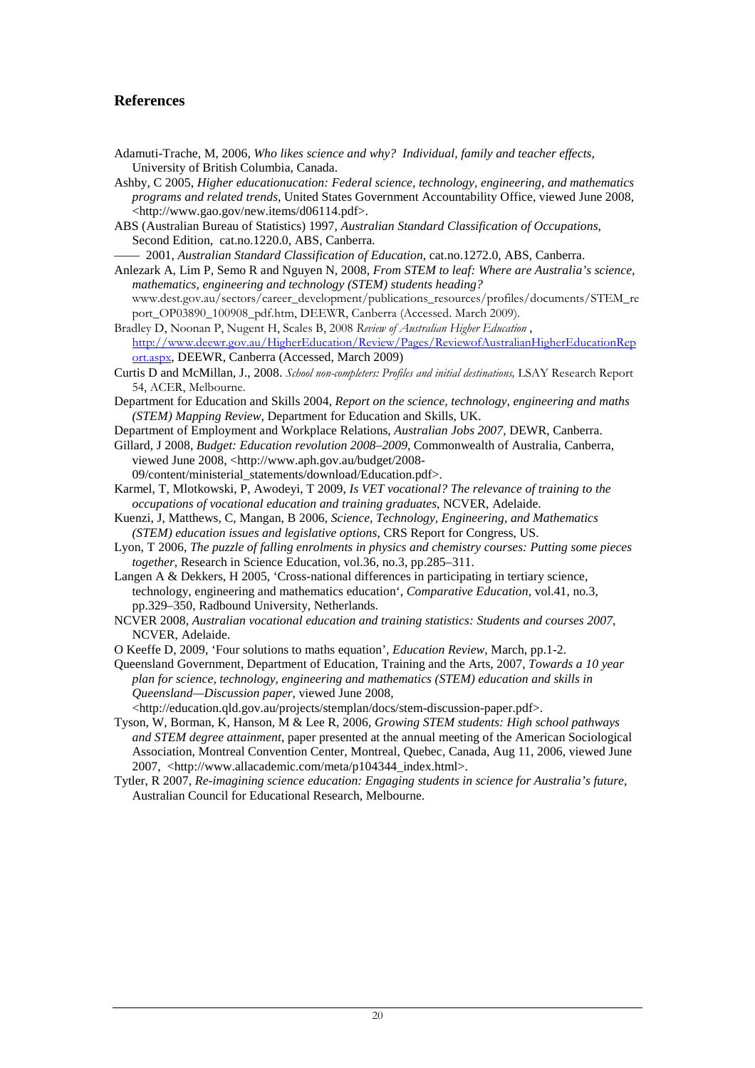## References

Adamuti-Trache, M, 2006, *Who likes science and why? Individual, family and teacher effects*, University of British Columbia, Canada.

Ashby, C 2005, *Higher educationucation: Federal science, technology, engineering, and mathematics programs and related trends*, United States Government Accountability Office, viewed June 2008, <http://www.gao.gov/new.items/d06114.pdf>.

ABS (Australian Bureau of Statistics) 1997, *Australian Standard Classification of Occupations*, Second Edition, cat.no.1220.0, ABS, Canberra.

—— 2001, *Australian Standard Classification of Education*, cat.no.1272.0, ABS, Canberra.

Anlezark A, Lim P, Semo R and Nguyen N, 2008, *From STEM to leaf: Where are Australia's science, mathematics, engineering and technology (STEM) students heading?* www.dest.gov.au/sectors/career_development/publications_resources/profiles/documents/STEM_report_OP03890_100908_pdf.htm, DEEWR, Canberra (Accessed. March 2009).

Bradley D, Noonan P, Nugent H, Scales B, 2008 *Review of Australian Higher Education* , http://www.deewr.gov.au/HigherEducation/Review/Pages/ReviewofAustralianHigherEducationReport.aspx, DEEWR, Canberra (Accessed, March 2009)

Curtis D and McMillan, J., 2008. *School non-completers: Profiles and initial destinations,* LSAY Research Report 54, ACER, Melbourne.

Department for Education and Skills 2004, *Report on the science, technology, engineering and maths (STEM) Mapping Review*, Department for Education and Skills, UK.

Department of Employment and Workplace Relations, *Australian Jobs 2007*, DEWR, Canberra.

Gillard, J 2008, *Budget: Education revolution 2008–2009*, Commonwealth of Australia, Canberra, viewed June 2008, <http://www.aph.gov.au/budget/2008-09/content/ministerial_statements/download/Education.pdf>.

Karmel, T, Mlotkowski, P, Awodeyi, T 2009, *Is VET vocational? The relevance of training to the occupations of vocational education and training graduates*, NCVER, Adelaide.

Kuenzi, J, Matthews, C, Mangan, B 2006, *Science, Technology, Engineering, and Mathematics (STEM) education issues and legislative options*, CRS Report for Congress, US.

Lyon, T 2006, *The puzzle of falling enrolments in physics and chemistry courses: Putting some pieces together*, Research in Science Education, vol.36, no.3, pp.285–311.

Langen A & Dekkers, H 2005, 'Cross-national differences in participating in tertiary science, technology, engineering and mathematics education', *Comparative Education*, vol.41, no.3, pp.329–350, Radbound University, Netherlands.

NCVER 2008, *Australian vocational education and training statistics: Students and courses 2007*, NCVER, Adelaide.

O Keeffe D, 2009, 'Four solutions to maths equation', *Education Review*, March, pp.1-2.

Queensland Government, Department of Education, Training and the Arts, 2007, *Towards a 10 year plan for science, technology, engineering and mathematics (STEM) education and skills in Queensland—Discussion paper*, viewed June 2008, <http://education.qld.gov.au/projects/stemplan/docs/stem-discussion-paper.pdf>.

Tyson, W, Borman, K, Hanson, M & Lee R, 2006, *Growing STEM students: High school pathways and STEM degree attainment*, paper presented at the annual meeting of the American Sociological Association, Montreal Convention Center, Montreal, Quebec, Canada, Aug 11, 2006, viewed June 2007, <http://www.allacademic.com/meta/p104344_index.html>.

Tytler, R 2007, *Re-imagining science education: Engaging students in science for Australia's future*, Australian Council for Educational Research, Melbourne.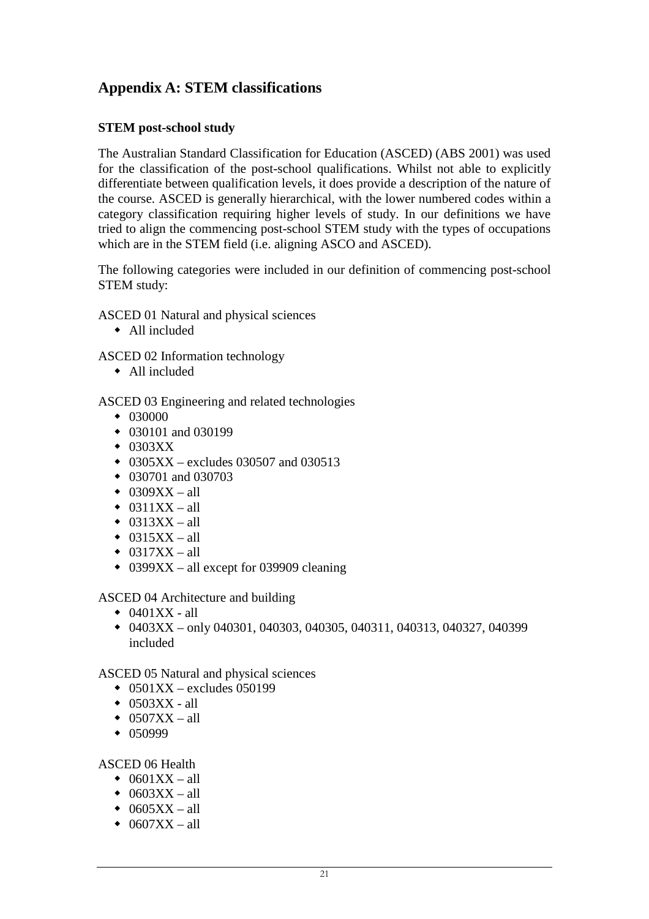## Appendix A: STEM classifications

### STEM post-school study

The Australian Standard Classification for Education (ASCED) (ABS 2001) was used for the classification of the post-school qualifications. Whilst not able to explicitly differentiate between qualification levels, it does provide a description of the nature of the course. ASCED is generally hierarchical, with the lower numbered codes within a category classification requiring higher levels of study. In our definitions we have tried to align the commencing post-school STEM study with the types of occupations which are in the STEM field (i.e. aligning ASCO and ASCED).

The following categories were included in our definition of commencing post-school STEM study:

ASCED 01 Natural and physical sciences

- All included

ASCED 02 Information technology

- All included

ASCED 03 Engineering and related technologies

- 030000
- 030101 and 030199
- 0303XX
- 0305XX – excludes 030507 and 030513
- 030701 and 030703
- 0309XX – all
- 0311XX – all
- 0313XX – all
- 0315XX – all
- 0317XX – all
- 0399XX – all except for 039909 cleaning

ASCED 04 Architecture and building

- 0401XX - all
- 0403XX – only 040301, 040303, 040305, 040311, 040313, 040327, 040399 included

ASCED 05 Natural and physical sciences

- 0501XX – excludes 050199
- 0503XX - all
- 0507XX – all
- 050999

ASCED 06 Health

- 0601XX – all
- 0603XX – all
- 0605XX – all
- 0607XX – all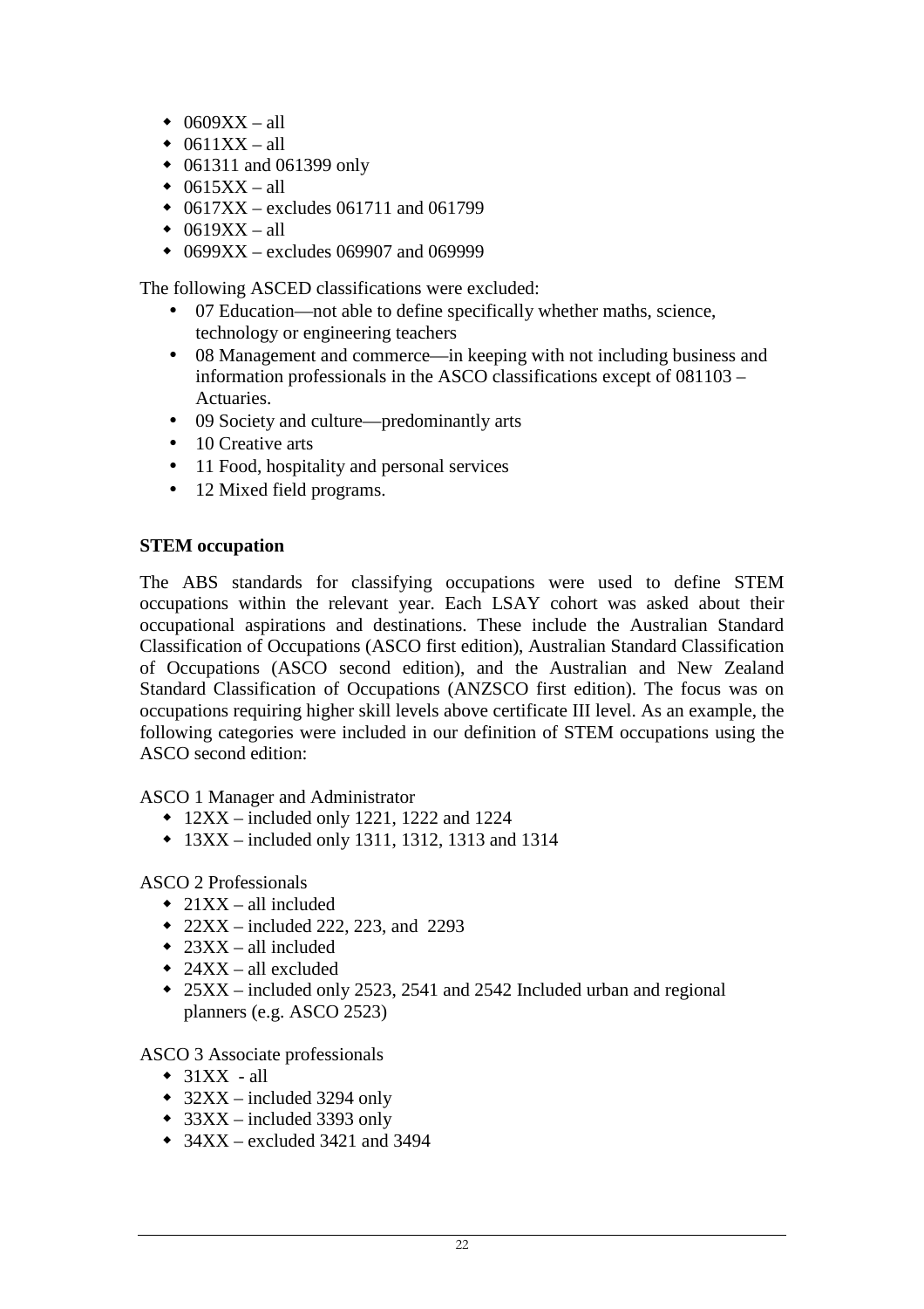- 0609XX – all
- 0611XX – all
- 061311 and 061399 only
- 0615XX – all
- 0617XX – excludes 061711 and 061799
- 0619XX – all
- 0699XX – excludes 069907 and 069999

The following ASCED classifications were excluded:

- 07 Education—not able to define specifically whether maths, science, technology or engineering teachers
- 08 Management and commerce—in keeping with not including business and information professionals in the ASCO classifications except of 081103 – Actuaries.
- 09 Society and culture—predominantly arts
- 10 Creative arts
- 11 Food, hospitality and personal services
- 12 Mixed field programs.

**STEM occupation**

The ABS standards for classifying occupations were used to define STEM occupations within the relevant year. Each LSAY cohort was asked about their occupational aspirations and destinations. These include the Australian Standard Classification of Occupations (ASCO first edition), Australian Standard Classification of Occupations (ASCO second edition), and the Australian and New Zealand Standard Classification of Occupations (ANZSCO first edition). The focus was on occupations requiring higher skill levels above certificate III level. As an example, the following categories were included in our definition of STEM occupations using the ASCO second edition:

ASCO 1 Manager and Administrator

- 12XX – included only 1221, 1222 and 1224
- 13XX – included only 1311, 1312, 1313 and 1314

ASCO 2 Professionals

- 21XX – all included
- 22XX – included 222, 223, and 2293
- 23XX – all included
- 24XX – all excluded
- 25XX – included only 2523, 2541 and 2542 Included urban and regional planners (e.g. ASCO 2523)

ASCO 3 Associate professionals

- 31XX - all
- 32XX – included 3294 only
- 33XX – included 3393 only
- 34XX – excluded 3421 and 3494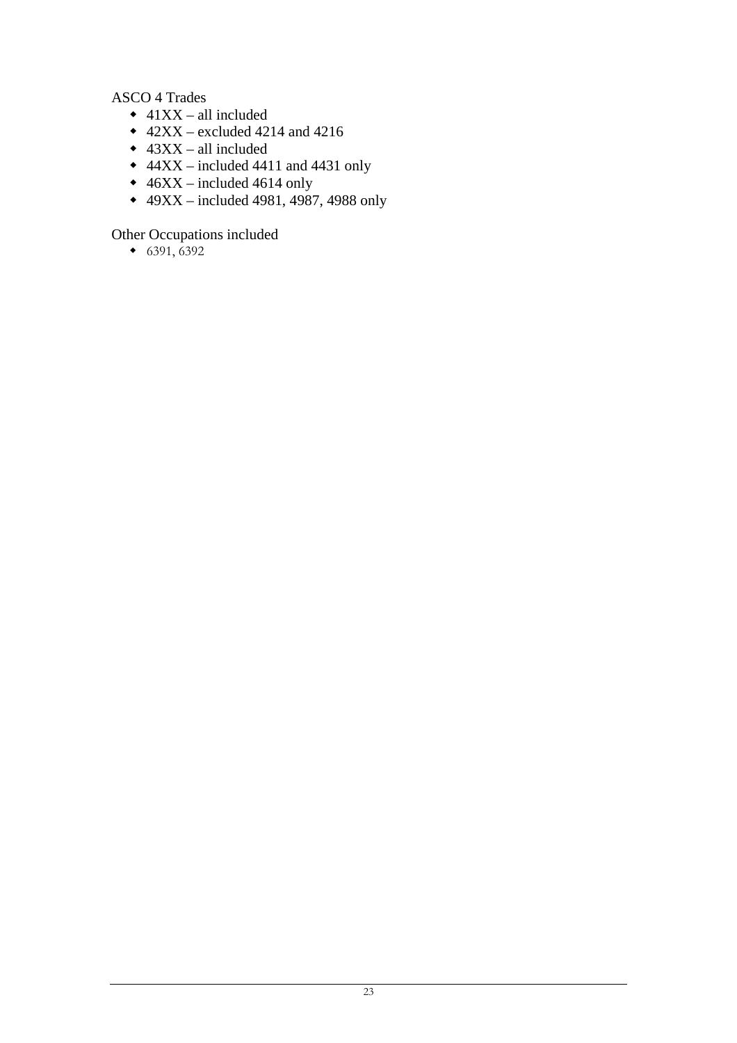ASCO 4 Trades

- 41XX – all included
- 42XX – excluded 4214 and 4216
- 43XX – all included
- 44XX – included 4411 and 4431 only
- 46XX – included 4614 only
- 49XX – included 4981, 4987, 4988 only

Other Occupations included

- 6391, 6392